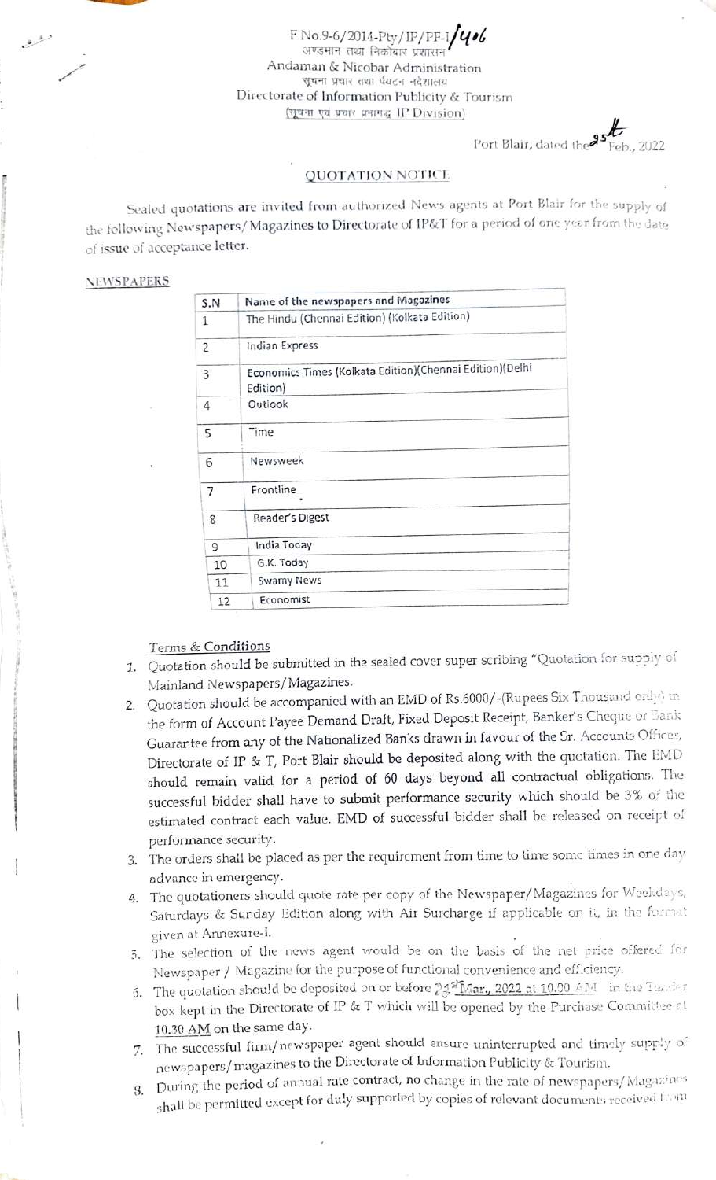F.No.9-6/2014-Pty/IP/PF-I/406

अण्डमान तथा निकोबार प्रशासन

Andaman & Nicobar Administration

सूचना प्रचार तथा पर्यटन निदेशालय

Directorate of Information Publicity & Tourism

(सूचना एवं प्रचार प्रभाग IP Division)

Port Blair, dated the 25th Feb., 2022

## QUOTATION NOTICE

Sealed quotations are invited from authorized News agents at Port Blair for the supply of the following Newspapers/Magazines to Directorate of IP&T for a period of one year from the date of issue of acceptance letter.

NEWSPAPERS

| S.N | Name of the newspapers and Magazines |
|---|---|
| 1 | The Hindu (Chennai Edition) (Kolkata Edition) |
| 2 | Indian Express |
| 3 | Economics Times (Kolkata Edition)(Chennai Edition)(Delhi Edition) |
| 4 | Outlook |
| 5 | Time |
| 6 | Newsweek |
| 7 | Frontline |
| 8 | Reader's Digest |
| 9 | India Today |
| 10 | G.K. Today |
| 11 | Swamy News |
| 12 | Economist |

Terms & Conditions

1. Quotation should be submitted in the sealed cover super scribing "Quotation for supply of Mainland Newspapers/Magazines.
2. Quotation should be accompanied with an EMD of Rs.6000/-(Rupees Six Thousand only) in the form of Account Payee Demand Draft, Fixed Deposit Receipt, Banker's Cheque or Bank Guarantee from any of the Nationalized Banks drawn in favour of the Sr. Accounts Officer, Directorate of IP & T, Port Blair should be deposited along with the quotation. The EMD should remain valid for a period of 60 days beyond all contractual obligations. The successful bidder shall have to submit performance security which should be 3% of the estimated contract each value. EMD of successful bidder shall be released on receipt of performance security.
3. The orders shall be placed as per the requirement from time to time some times in one day advance in emergency.
4. The quotationers should quote rate per copy of the Newspaper/Magazines for Weekdays, Saturdays & Sunday Edition along with Air Surcharge if applicable on it, in the format given at Annexure-I.
5. The selection of the news agent would be on the basis of the net price offered for Newspaper / Magazine for the purpose of functional convenience and efficiency.
6. The quotation should be deposited on or before 24th Mar., 2022 at 10.00 AM in the Tender box kept in the Directorate of IP & T which will be opened by the Purchase Committee at 10.30 AM on the same day.
7. The successful firm/newspaper agent should ensure uninterrupted and timely supply of newspapers/magazines to the Directorate of Information Publicity & Tourism.
8. During the period of annual rate contract, no change in the rate of newspapers/Magazines shall be permitted except for duly supported by copies of relevant documents received from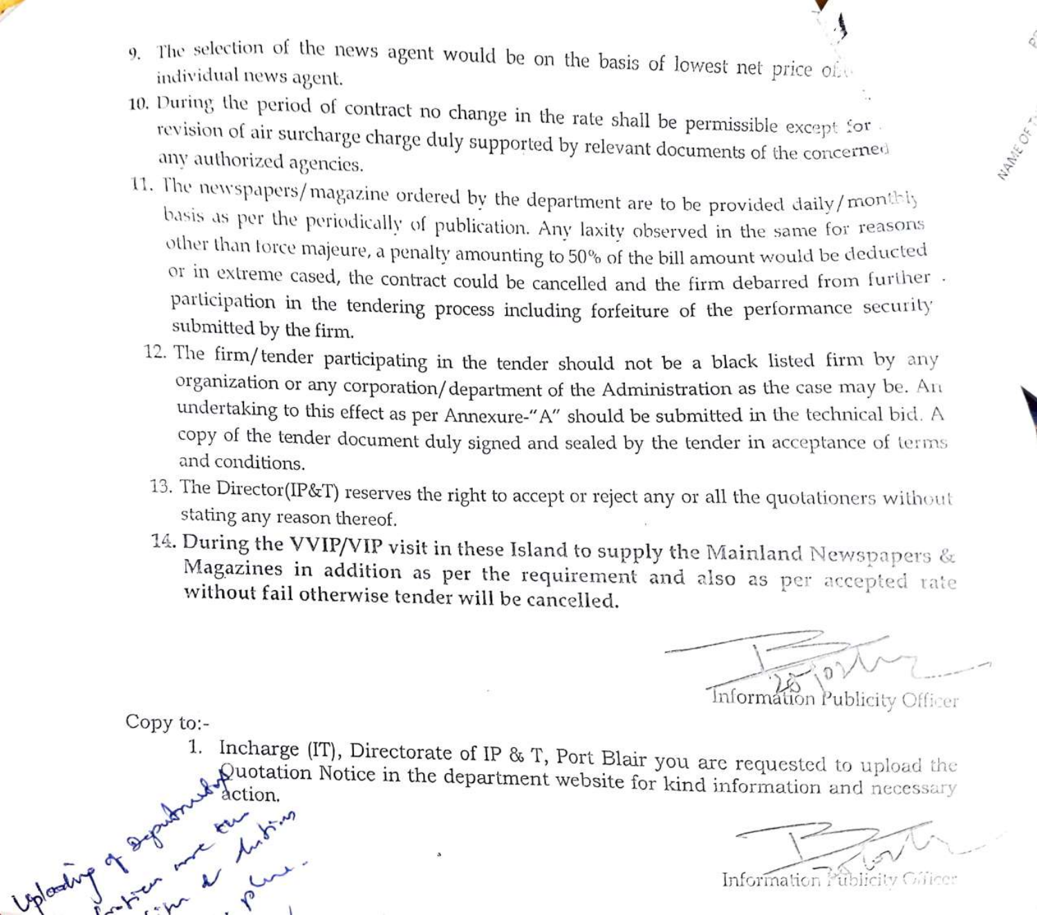9. The selection of the news agent would be on the basis of lowest net price of individual news agent.
10. During the period of contract no change in the rate shall be permissible except for revision of air surcharge charge duly supported by relevant documents of the concerned any authorized agencies.
11. The newspapers/magazine ordered by the department are to be provided daily/monthly basis as per the periodically of publication. Any laxity observed in the same for reasons other than force majeure, a penalty amounting to 50% of the bill amount would be deducted or in extreme cased, the contract could be cancelled and the firm debarred from further participation in the tendering process including forfeiture of the performance security submitted by the firm.
12. The firm/tender participating in the tender should not be a black listed firm by any organization or any corporation/department of the Administration as the case may be. An undertaking to this effect as per Annexure-"A" should be submitted in the technical bid. A copy of the tender document duly signed and sealed by the tender in acceptance of terms and conditions.
13. The Director(IP&T) reserves the right to accept or reject any or all the quotationers without stating any reason thereof.
14. **During the VVIP/VIP visit in these Island to supply the Mainland Newspapers & Magazines in addition as per the requirement and also as per accepted rate without fail otherwise tender will be cancelled.**

Information Publicity Officer

Copy to:-

1. Incharge (IT), Directorate of IP & T, Port Blair you are requested to upload the Quotation Notice in the department website for kind information and necessary action.

Information Publicity Officer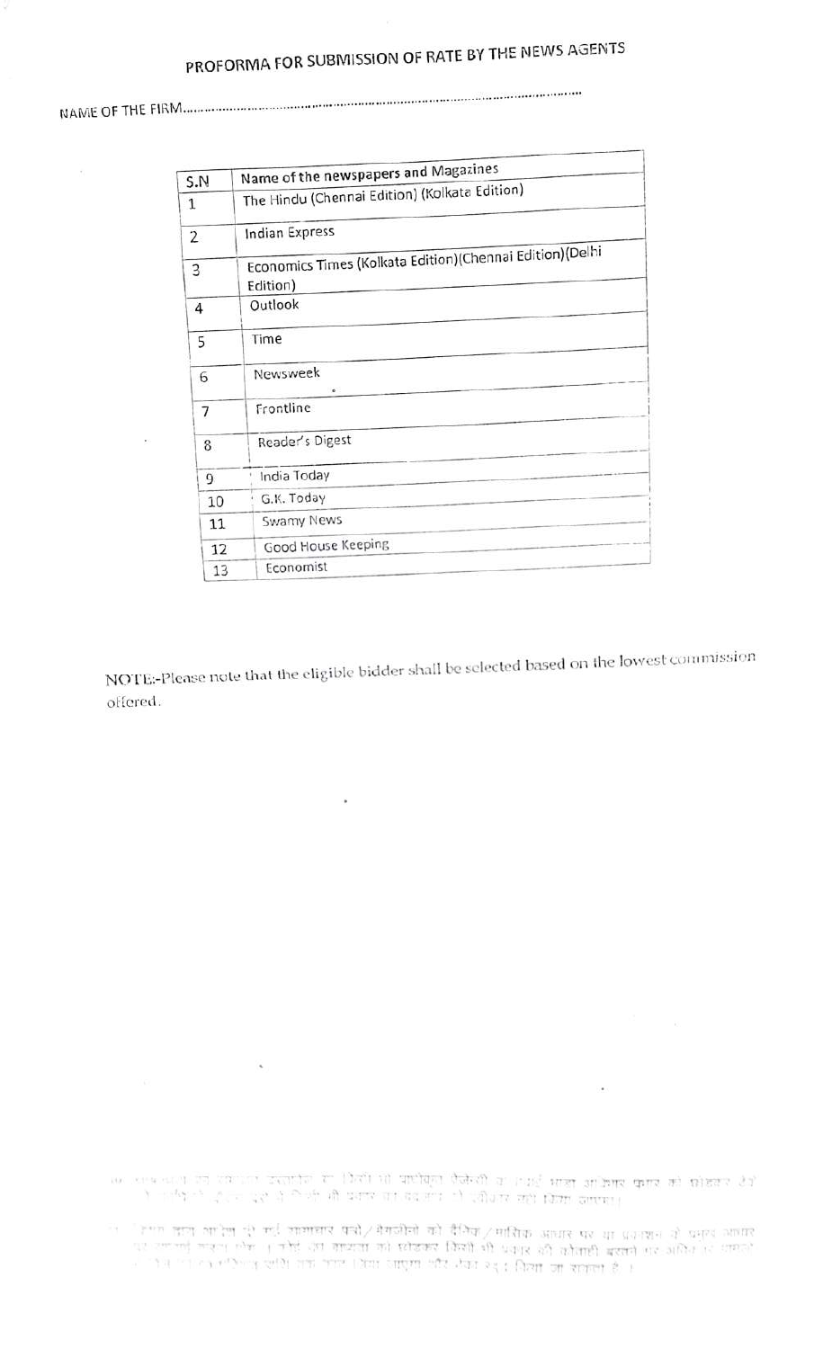# PROFORMA FOR SUBMISSION OF RATE BY THE NEWS AGENTS

NAME OF THE FIRM.................................................................................................................

| S.N | Name of the newspapers and Magazines |
|---|---|
| 1 | The Hindu (Chennai Edition) (Kolkata Edition) |
| 2 | Indian Express |
| 3 | Economics Times (Kolkata Edition)(Chennai Edition)(Delhi Edition) |
| 4 | Outlook |
| 5 | Time |
| 6 | Newsweek |
| 7 | Frontline |
| 8 | Reader's Digest |
| 9 | India Today |
| 10 | G.K. Today |
| 11 | Swamy News |
| 12 | Good House Keeping |
| 13 | Economist |

NOTE:-Please note that the eligible bidder shall be selected based on the lowest commission offered.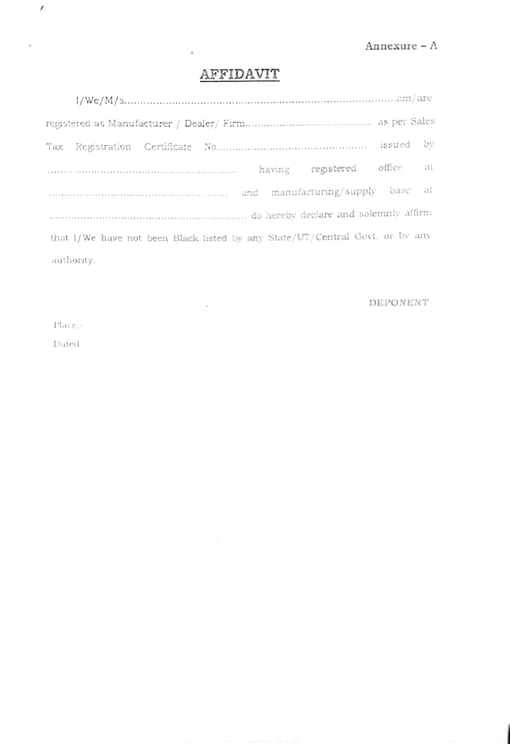Annexure – A

# AFFIDAVIT

I/We/M/s.............................................................................................am/are registered as Manufacturer / Dealer/ Firm........................................ as per Sales Tax Registration Certificate No................................................ issued by .............................................................. having registered office at ........................................................ and manufacturing/supply base at ................................................................ do hereby declare and solemnly affirm that I/We have not been Black listed by any State/UT/Central Govt. or by any authority.

DEPONENT

Place:-

Dated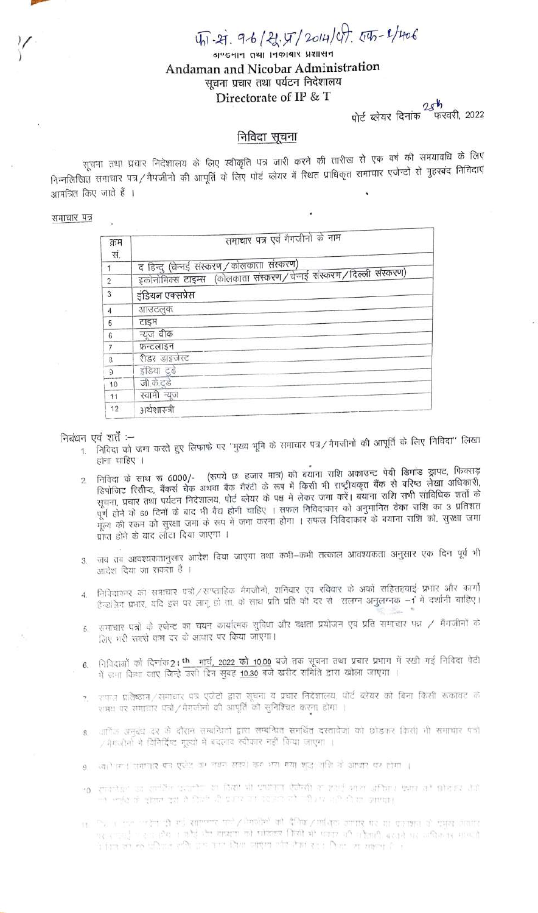फा.सं. 96/सू.प्र/2014/पी. एफ-1/406

अण्डमान तथा निकोबार प्रशासन

**Andaman and Nicobar Administration**

सूचना प्रचार तथा पर्यटन निदेशालय

**Directorate of IP & T**

पोर्ट ब्लेयर दिनांक 25th फरवरी, 2022

## निविदा सूचना

सूचना तथा प्रचार निदेशालय के लिए स्वीकृति पत्र जारी करने की तारीख से एक वर्ष की समयावधि के लिए निम्नलिखित समाचार पत्र/मैगजीनों की आपूर्ति के लिए पोर्ट ब्लेयर में स्थित प्राधिकृत समाचार एजेन्टों से मुहरबंद निविदाएं आमंत्रित किए जाते हैं ।

समाचार पत्र

| क्रम सं. | समाचार पत्र एवं मैगजीनों के नाम |
|---|---|
| 1 | द हिन्दु (चेन्नई संस्करण/कोलकाता संस्करण) |
| 2 | इकोनोमिक्स टाइम्स (कोलकाता संस्करण/चेन्नई संस्करण/दिल्ली संस्करण) |
| 3 | इंडियन एक्सप्रेस |
| 4 | आउटलुक |
| 5 | टाइम्स |
| 6 | न्यूज वीक |
| 7 | फ्रन्टलाइन |
| 8 | रीडर डाइजेस्ट |
| 9 | इंडिया टुडे |
| 10 | जी.के.टुडे |
| 11 | स्वामी न्यूज |
| 12 | अर्थशास्त्री |

निबंधन एवं शर्ते :–

1. निविदा को जमा करते हुए लिफाफे पर "मुख्य भूमि के समाचार पत्र/मैगजीनों की आपूर्ति के लिए निविदा" लिखा होना चाहिए ।
2. निविदा के साथ रू 6000/- (रूपये छः हजार मात्र) की बयाना राशि अकाउन्ट पेयी डिमांड ड्राफ्ट, फिक्स्ड डिपोजिट रिसीप्ट, बैंकर्स चेक अथवा बैंक गैरंटी के रूप में किसी भी राष्ट्रीयकृत बैंक से वरिष्ठ लेखा अधिकारी, सूचना, प्रचार तथा पर्यटन निदेशालय, पोर्ट ब्लेयर के पक्ष में लेकर जमा करें। बयाना राशि सभी सांविधिक शर्तों के पूर्ण होने के 60 दिनों के बाद भी वैध होनी चाहिए । सफल निविदाकार को अनुमानित ठेका राशि का 3 प्रतिशत मूल्य की रकम को सुरक्षा जमा के रूप में जमा करना होगा । सफल निविदाकार के बयाना राशि को, सुरक्षा जमा प्राप्त होने के बाद लौटा दिया जाएगा ।
3. जब तब आवश्यकतानुसार आदेश दिया जाएगा तथा कभी–कभी तत्काल आवश्यकता अनुसार एक दिन पूर्व भी आदेश दिया जा सकता है ।
4. निविदाकार को समाचार पत्रों/साप्ताहिक मैगजीनों, शनिवार एव रविवार के अंको सहितहवाई प्रभार और कार्गो हैन्डलिंग प्रभार, यदि इस पर लागू हो तो, के साथ प्रति प्रति की दर से संलग्न अनुलग्नक –1 में दर्शानी चाहिए।
5. समाचार पत्रों के एजेन्ट का चयन कार्यात्मक सुविधा और दक्षता प्रयोजन एव प्रति समाचार पत्र / मैगजीनों के लिए गयी सबसे कम दर के आधार पर किया जाएगा।
6. निविदाओं को दिनांक 21 th मार्च, 2022 को 10.00 बजे तक सूचना तथा प्रचार प्रभाग में रखी गई निविदा पेटी में जमा किया जाए जिन्हे उसी दिन सुबह 10.30 बजे खरीद समिति द्वारा खोला जाएगा ।
7. सफल प्रतिष्ठान/समाचार पत्र एजेंटो द्वारा सूचना व प्रचार निदेशालय, पोर्ट ब्लेयर को बिना किसी रूकावट के समय पर समाचार पत्रों/मैगजीनों की आपूर्ति को सुनिश्चित करना होगा ।
8. वार्षिक अनुबंध दर के दौरान सम्बन्धित द्वारा सम्बन्धित समर्थित दस्तावेजो को छोड़कर किसी भी समाचार पत्रो/मैगजीनों में विनिर्दिष्ट मूल्यों में बदलाव स्वीकार नहीं किया जाएगा ।
9. व्यक्तिगत समाचार पत्र एजेंट का चयन सबसे कम भरा गया शुद्ध राशि के आधार पर होगा ।
10. समाचार पत्र ... किसी भी प्रकाशन एजेन्सी ... अतिरिक्त प्रभार ... किसी भी प्रकार ... नहीं किया जाएगा।
11. ... समाचार पत्रों/मैगजीनों की दैनिक/मासिक ... आधार पर ... किसी भी प्रकार की ... अधिकार ... प्रतिशत ... किया जाएगा ... ।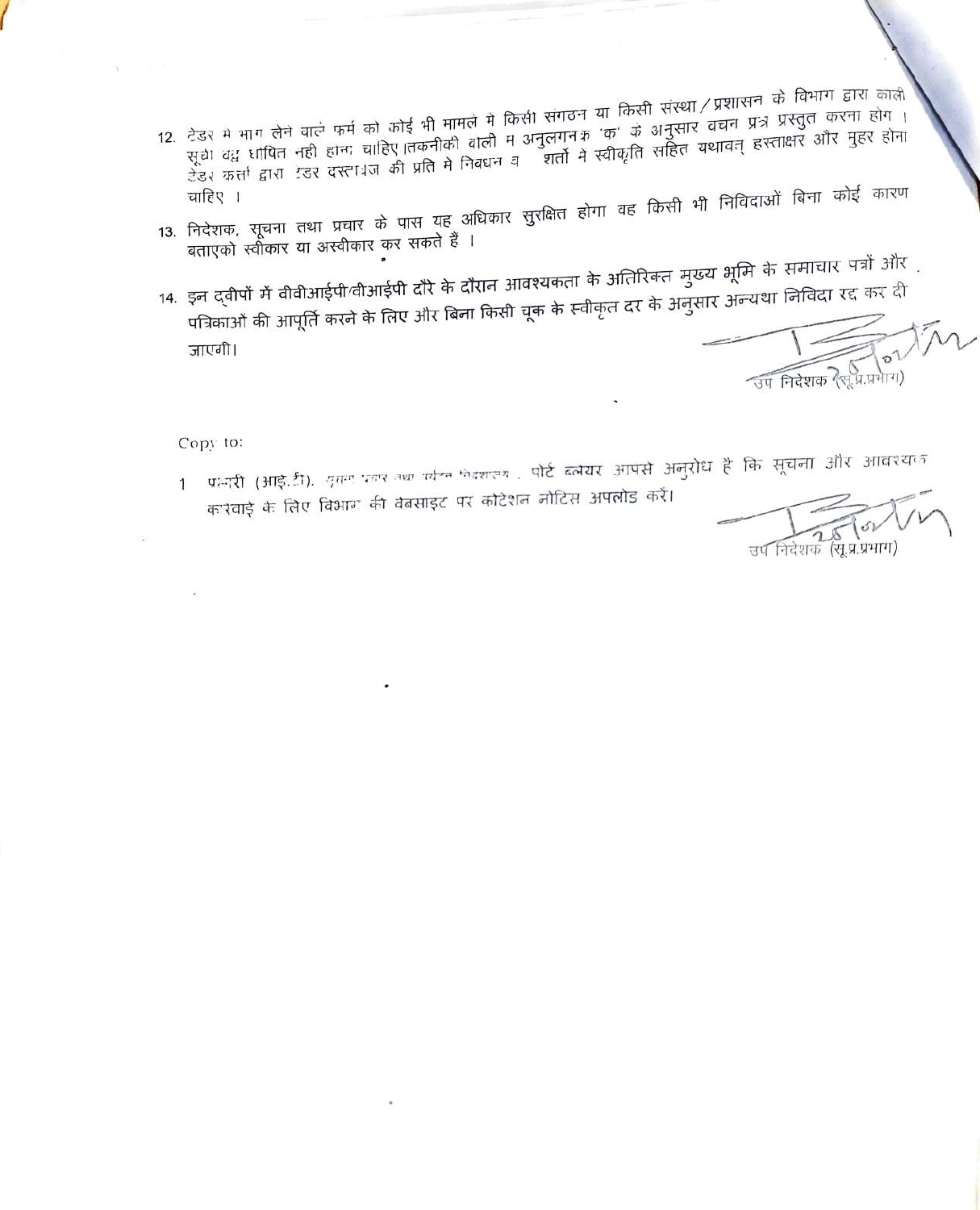12. टेंडर मे भाग लेने वाले फर्म को कोई भी मामले मे किसी संगठन या किसी संस्था / प्रशासन के विभाग द्वारा काली सूची बद्ध घोषित नही होना चाहिए।तकनीकी वाली म अनुलगनक 'क' के अनुसार वचन प्रत्र प्रस्तुत करना होग । टेंडर कर्ता द्वारा टेंडर दस्तावेज की प्रति मे निबंधन व शर्तो ने स्वीकृति सहित यथावत् हस्ताक्षर और मुहर होना चाहिए ।

13. निदेशक, सूचना तथा प्रचार के पास यह अधिकार सुरक्षित होगा वह किसी भी निविदाओं बिना कोई कारण बताएको स्वीकार या अस्वीकार कर सकते हैं ।

14. इन द्वीपों में वीवीआईपी/वीआईपी दौरे के दौरान आवश्यकता के अतिरिक्त मुख्य भूमि के समाचार पत्रों और पत्रिकाओं की आपूर्ति करने के लिए और बिना किसी चूक के स्वीकृत दर के अनुसार अन्यथा निविदा रद्द कर दी जाएगी।

उप निदेशक (सू.प्र.प्रभाग)

Copy to:

1. प्रभारी (आइ.टी), सूचना प्रचार तथा पर्यटन निदेशालय, पोर्ट ब्लेयर आपसे अनुरोध हैं कि सूचना और आवश्यक करवाइ के लिए विभाग की वेबसाइट पर कोटेशन नोटिस अपलोड करें।

उप निदेशक (सू.प्र.प्रभाग)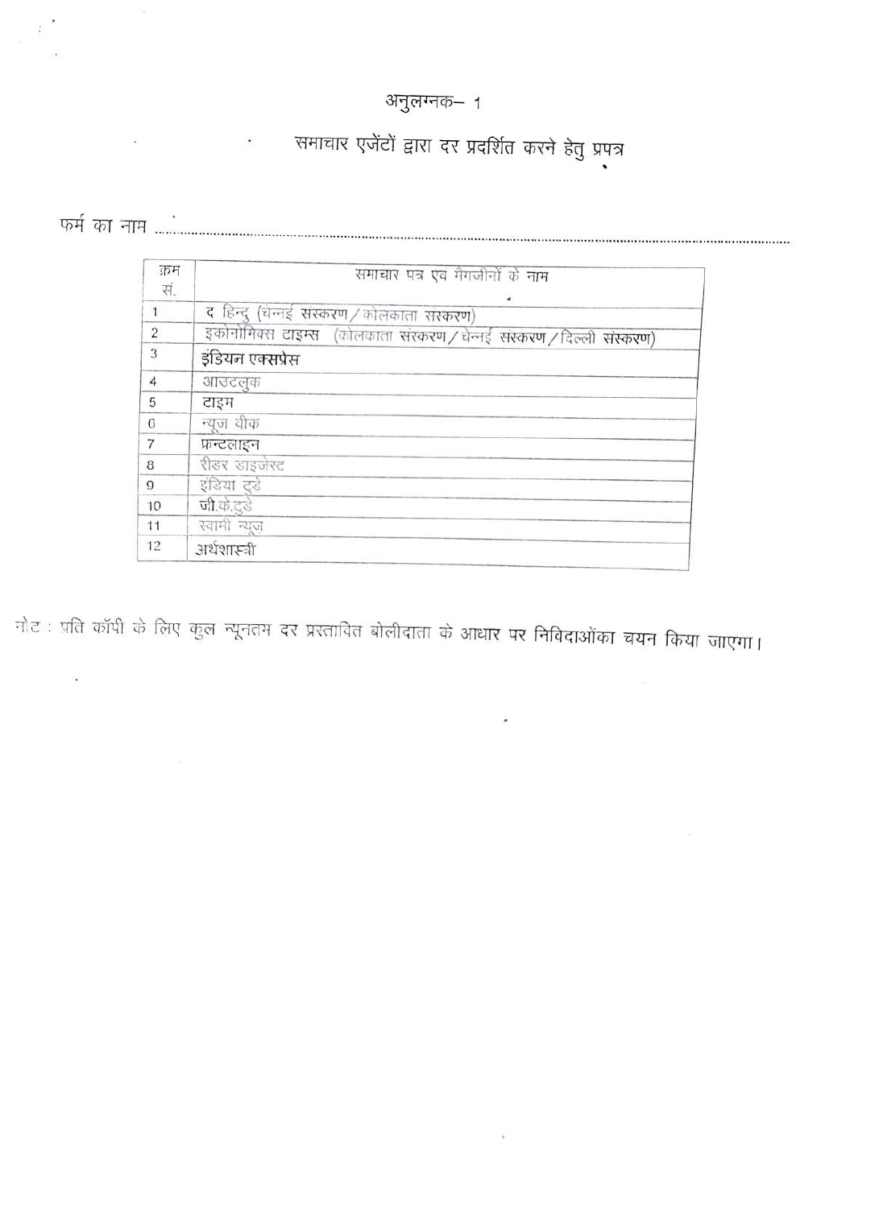# अनुलग्नक– 1

## समाचार एजेंटों द्वारा दर प्रदर्शित करने हेतु प्रपत्र

फर्म का नाम ..................................................................................................................................................

| क्रम सं. | समाचार पत्र एवं मैगजीनों के नाम |
|---|---|
| 1 | द हिन्दु (चेन्नई संस्करण / कोलकाता संस्करण) |
| 2 | इकोनोमिक्स टाइम्स (कोलकाता संस्करण / चेन्नई संस्करण / दिल्ली संस्करण) |
| 3 | इंडियन एक्सप्रेस |
| 4 | आउटलुक |
| 5 | टाइम |
| 6 | न्यूज वीक |
| 7 | फ्रन्टलाइन |
| 8 | रीडर डाइजेस्ट |
| 9 | इंडिया टुडे |
| 10 | जी.के.टुडे |
| 11 | स्वामी न्यूज |
| 12 | अर्थशास्त्री |

नोट : प्रति कॉपी के लिए कुल न्यूनतम दर प्रस्तावित बोलीदाता के आधार पर निविदाओंका चयन किया जाएगा।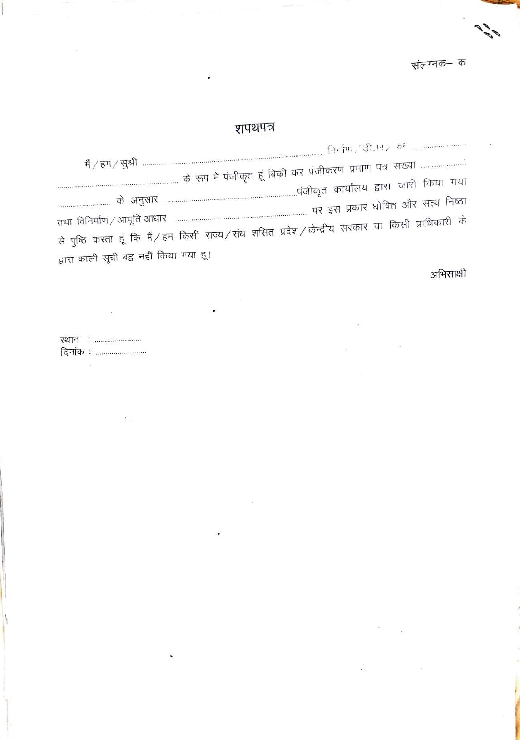संलग्नक– क

## शपथपत्र

मैं / हम / सुश्री ................................................................................ निर्माण / डीलर / के ......................... ............................................................ के रूप में पंजीकृत हूं बिकी कर पंजीकरण प्रमाण पत्र संख्या .................... ........................ के अनुसार ............................................................पंजीकृत कार्यालय द्वारा जारी किया गया तथा विनिर्माण / आपूर्ति आधार ............................................................ पर इस प्रकार घोषित और सत्य निष्ठा से पुष्ठि करता हूं कि मैं / हम किसी राज्य / संध शसित प्रदेश / केन्द्रीय सरकार या किसी प्राधिकारी के द्वारा काली सूची बद्व नहीं किया गया हू।

अभिसाक्षी

स्थान : ......................

दिनांक : ........................